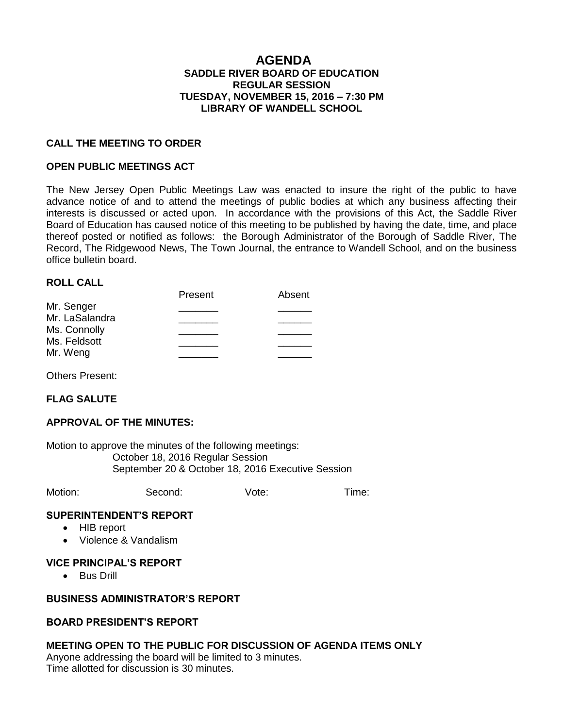# AGENDA

## SADDLE RIVER BOARD OF EDUCATION
## REGULAR SESSION
## TUESDAY, NOVEMBER 15, 2016 – 7:30 PM
## LIBRARY OF WANDELL SCHOOL

**CALL THE MEETING TO ORDER**

**OPEN PUBLIC MEETINGS ACT**

The New Jersey Open Public Meetings Law was enacted to insure the right of the public to have advance notice of and to attend the meetings of public bodies at which any business affecting their interests is discussed or acted upon. In accordance with the provisions of this Act, the Saddle River Board of Education has caused notice of this meeting to be published by having the date, time, and place thereof posted or notified as follows: the Borough Administrator of the Borough of Saddle River, The Record, The Ridgewood News, The Town Journal, the entrance to Wandell School, and on the business office bulletin board.

**ROLL CALL**

| | Present | Absent |
|---|---|---|
| Mr. Senger | _______ | ______ |
| Mr. LaSalandra | _______ | ______ |
| Ms. Connolly | _______ | ______ |
| Ms. Feldsott | _______ | ______ |
| Mr. Weng | _______ | ______ |

Others Present:

**FLAG SALUTE**

**APPROVAL OF THE MINUTES:**

Motion to approve the minutes of the following meetings:
October 18, 2016 Regular Session
September 20 & October 18, 2016 Executive Session

Motion: Second: Vote: Time:

**SUPERINTENDENT'S REPORT**

- HIB report
- Violence & Vandalism

**VICE PRINCIPAL'S REPORT**

- Bus Drill

**BUSINESS ADMINISTRATOR'S REPORT**

**BOARD PRESIDENT'S REPORT**

**MEETING OPEN TO THE PUBLIC FOR DISCUSSION OF AGENDA ITEMS ONLY**

Anyone addressing the board will be limited to 3 minutes.
Time allotted for discussion is 30 minutes.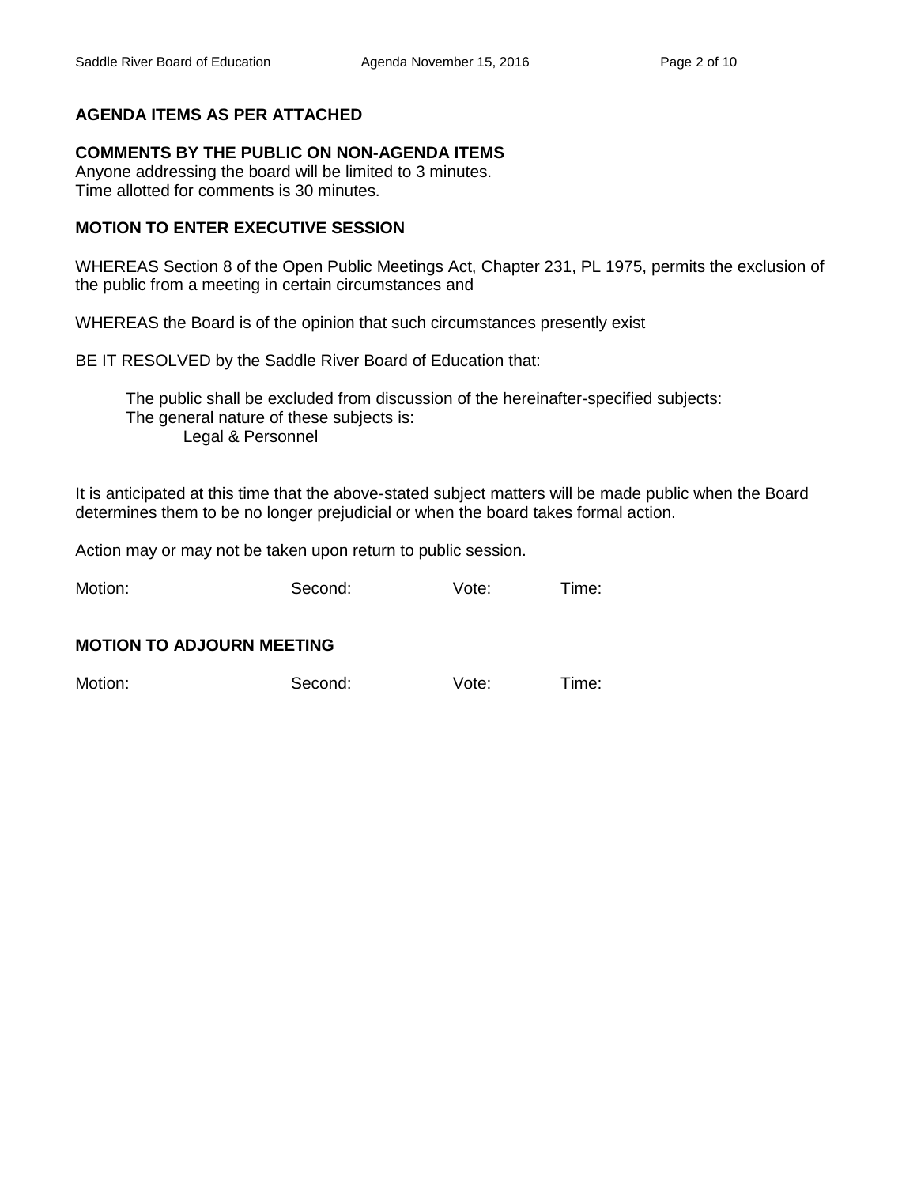**AGENDA ITEMS AS PER ATTACHED**

**COMMENTS BY THE PUBLIC ON NON-AGENDA ITEMS**
Anyone addressing the board will be limited to 3 minutes.
Time allotted for comments is 30 minutes.

**MOTION TO ENTER EXECUTIVE SESSION**

WHEREAS Section 8 of the Open Public Meetings Act, Chapter 231, PL 1975, permits the exclusion of the public from a meeting in certain circumstances and

WHEREAS the Board is of the opinion that such circumstances presently exist

BE IT RESOLVED by the Saddle River Board of Education that:

> The public shall be excluded from discussion of the hereinafter-specified subjects:
> The general nature of these subjects is:
> > Legal & Personnel

It is anticipated at this time that the above-stated subject matters will be made public when the Board determines them to be no longer prejudicial or when the board takes formal action.

Action may or may not be taken upon return to public session.

Motion: Second: Vote: Time:

**MOTION TO ADJOURN MEETING**

Motion: Second: Vote: Time: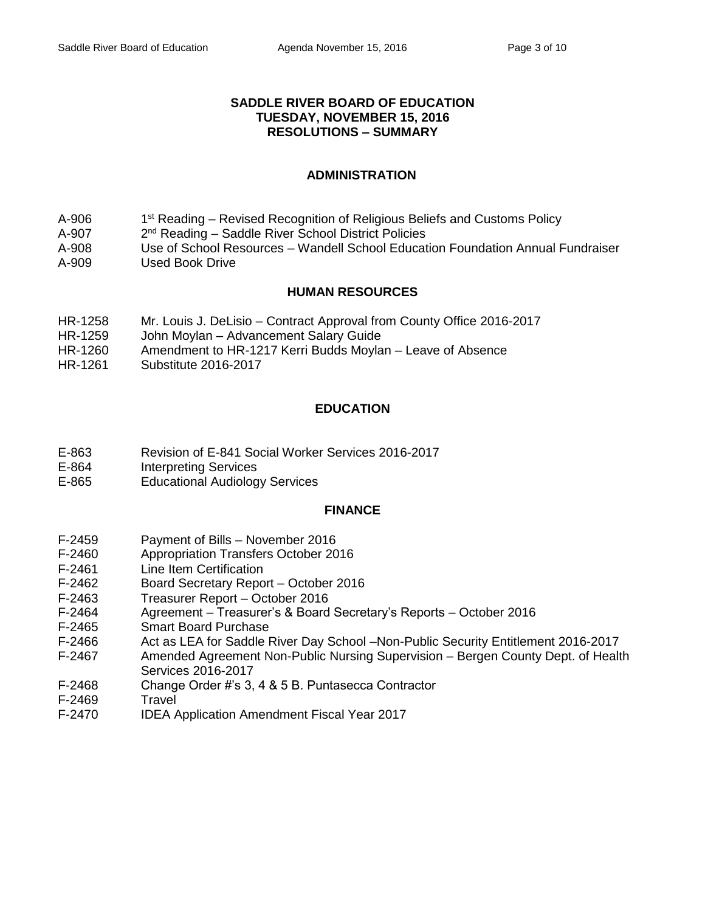# SADDLE RIVER BOARD OF EDUCATION
# TUESDAY, NOVEMBER 15, 2016
# RESOLUTIONS – SUMMARY

## ADMINISTRATION

| | |
|---|---|
| A-906 | 1st Reading – Revised Recognition of Religious Beliefs and Customs Policy |
| A-907 | 2nd Reading – Saddle River School District Policies |
| A-908 | Use of School Resources – Wandell School Education Foundation Annual Fundraiser |
| A-909 | Used Book Drive |

## HUMAN RESOURCES

| | |
|---|---|
| HR-1258 | Mr. Louis J. DeLisio – Contract Approval from County Office 2016-2017 |
| HR-1259 | John Moylan – Advancement Salary Guide |
| HR-1260 | Amendment to HR-1217 Kerri Budds Moylan – Leave of Absence |
| HR-1261 | Substitute 2016-2017 |

## EDUCATION

| | |
|---|---|
| E-863 | Revision of E-841 Social Worker Services 2016-2017 |
| E-864 | Interpreting Services |
| E-865 | Educational Audiology Services |

## FINANCE

| | |
|---|---|
| F-2459 | Payment of Bills – November 2016 |
| F-2460 | Appropriation Transfers October 2016 |
| F-2461 | Line Item Certification |
| F-2462 | Board Secretary Report – October 2016 |
| F-2463 | Treasurer Report – October 2016 |
| F-2464 | Agreement – Treasurer's & Board Secretary's Reports – October 2016 |
| F-2465 | Smart Board Purchase |
| F-2466 | Act as LEA for Saddle River Day School –Non-Public Security Entitlement 2016-2017 |
| F-2467 | Amended Agreement Non-Public Nursing Supervision – Bergen County Dept. of Health Services 2016-2017 |
| F-2468 | Change Order #'s 3, 4 & 5 B. Puntasecca Contractor |
| F-2469 | Travel |
| F-2470 | IDEA Application Amendment Fiscal Year 2017 |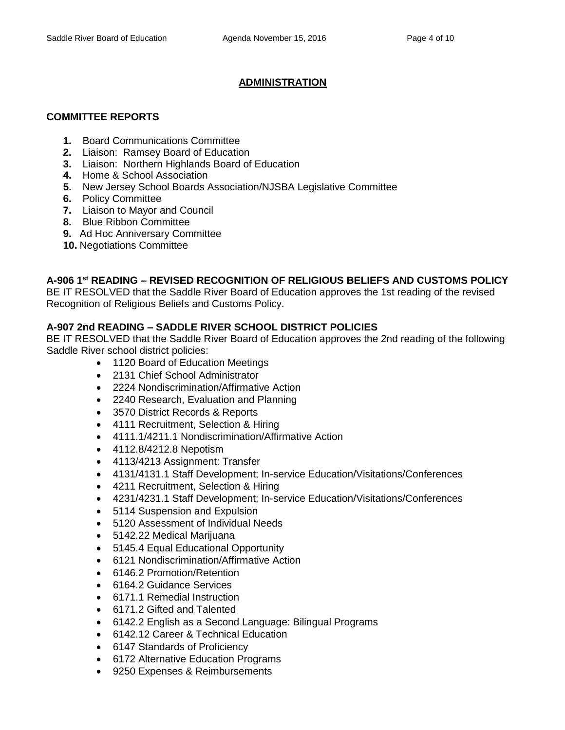## ADMINISTRATION

**COMMITTEE REPORTS**

1. Board Communications Committee
2. Liaison: Ramsey Board of Education
3. Liaison: Northern Highlands Board of Education
4. Home & School Association
5. New Jersey School Boards Association/NJSBA Legislative Committee
6. Policy Committee
7. Liaison to Mayor and Council
8. Blue Ribbon Committee
9. Ad Hoc Anniversary Committee
10. Negotiations Committee

**A-906 1st READING – REVISED RECOGNITION OF RELIGIOUS BELIEFS AND CUSTOMS POLICY**
BE IT RESOLVED that the Saddle River Board of Education approves the 1st reading of the revised Recognition of Religious Beliefs and Customs Policy.

**A-907 2nd READING – SADDLE RIVER SCHOOL DISTRICT POLICIES**
BE IT RESOLVED that the Saddle River Board of Education approves the 2nd reading of the following Saddle River school district policies:

- 1120 Board of Education Meetings
- 2131 Chief School Administrator
- 2224 Nondiscrimination/Affirmative Action
- 2240 Research, Evaluation and Planning
- 3570 District Records & Reports
- 4111 Recruitment, Selection & Hiring
- 4111.1/4211.1 Nondiscrimination/Affirmative Action
- 4112.8/4212.8 Nepotism
- 4113/4213 Assignment: Transfer
- 4131/4131.1 Staff Development; In-service Education/Visitations/Conferences
- 4211 Recruitment, Selection & Hiring
- 4231/4231.1 Staff Development; In-service Education/Visitations/Conferences
- 5114 Suspension and Expulsion
- 5120 Assessment of Individual Needs
- 5142.22 Medical Marijuana
- 5145.4 Equal Educational Opportunity
- 6121 Nondiscrimination/Affirmative Action
- 6146.2 Promotion/Retention
- 6164.2 Guidance Services
- 6171.1 Remedial Instruction
- 6171.2 Gifted and Talented
- 6142.2 English as a Second Language: Bilingual Programs
- 6142.12 Career & Technical Education
- 6147 Standards of Proficiency
- 6172 Alternative Education Programs
- 9250 Expenses & Reimbursements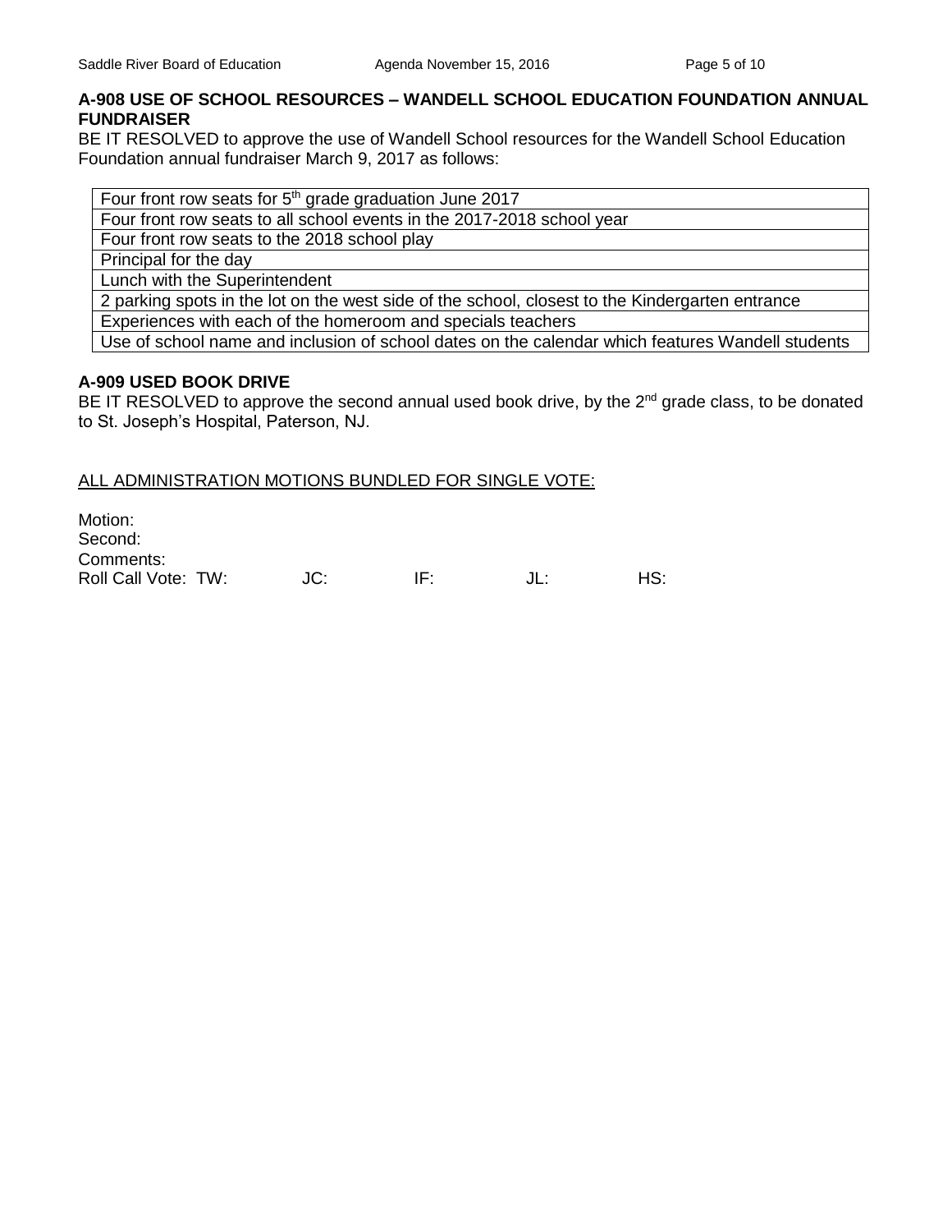### A-908 USE OF SCHOOL RESOURCES – WANDELL SCHOOL EDUCATION FOUNDATION ANNUAL FUNDRAISER

BE IT RESOLVED to approve the use of Wandell School resources for the Wandell School Education Foundation annual fundraiser March 9, 2017 as follows:

| Four front row seats for 5th grade graduation June 2017 |
|---|
| Four front row seats to all school events in the 2017-2018 school year |
| Four front row seats to the 2018 school play |
| Principal for the day |
| Lunch with the Superintendent |
| 2 parking spots in the lot on the west side of the school, closest to the Kindergarten entrance |
| Experiences with each of the homeroom and specials teachers |
| Use of school name and inclusion of school dates on the calendar which features Wandell students |

### A-909 USED BOOK DRIVE

BE IT RESOLVED to approve the second annual used book drive, by the 2nd grade class, to be donated to St. Joseph's Hospital, Paterson, NJ.

<u>ALL ADMINISTRATION MOTIONS BUNDLED FOR SINGLE VOTE:</u>

Motion:
Second:
Comments:
Roll Call Vote: TW: JC: IF: JL: HS: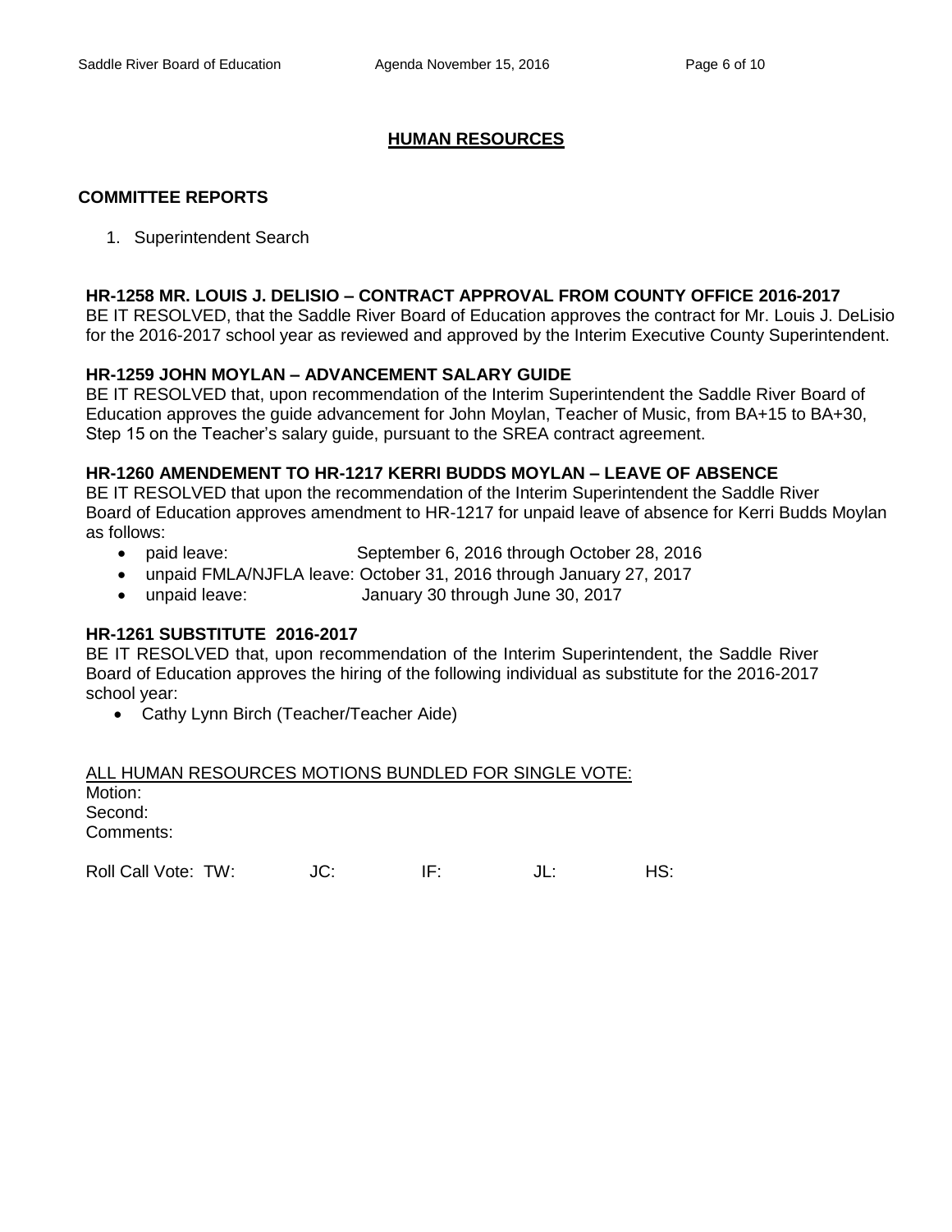## HUMAN RESOURCES

### COMMITTEE REPORTS

1. Superintendent Search

**HR-1258 MR. LOUIS J. DELISIO – CONTRACT APPROVAL FROM COUNTY OFFICE 2016-2017**
BE IT RESOLVED, that the Saddle River Board of Education approves the contract for Mr. Louis J. DeLisio for the 2016-2017 school year as reviewed and approved by the Interim Executive County Superintendent.

**HR-1259 JOHN MOYLAN – ADVANCEMENT SALARY GUIDE**
BE IT RESOLVED that, upon recommendation of the Interim Superintendent the Saddle River Board of Education approves the guide advancement for John Moylan, Teacher of Music, from BA+15 to BA+30, Step 15 on the Teacher's salary guide, pursuant to the SREA contract agreement.

**HR-1260 AMENDEMENT TO HR-1217 KERRI BUDDS MOYLAN – LEAVE OF ABSENCE**
BE IT RESOLVED that upon the recommendation of the Interim Superintendent the Saddle River Board of Education approves amendment to HR-1217 for unpaid leave of absence for Kerri Budds Moylan as follows:

- paid leave: September 6, 2016 through October 28, 2016
- unpaid FMLA/NJFLA leave: October 31, 2016 through January 27, 2017
- unpaid leave: January 30 through June 30, 2017

**HR-1261 SUBSTITUTE 2016-2017**
BE IT RESOLVED that, upon recommendation of the Interim Superintendent, the Saddle River Board of Education approves the hiring of the following individual as substitute for the 2016-2017 school year:

- Cathy Lynn Birch (Teacher/Teacher Aide)

ALL HUMAN RESOURCES MOTIONS BUNDLED FOR SINGLE VOTE:
Motion:
Second:
Comments:

Roll Call Vote: TW: JC: IF: JL: HS: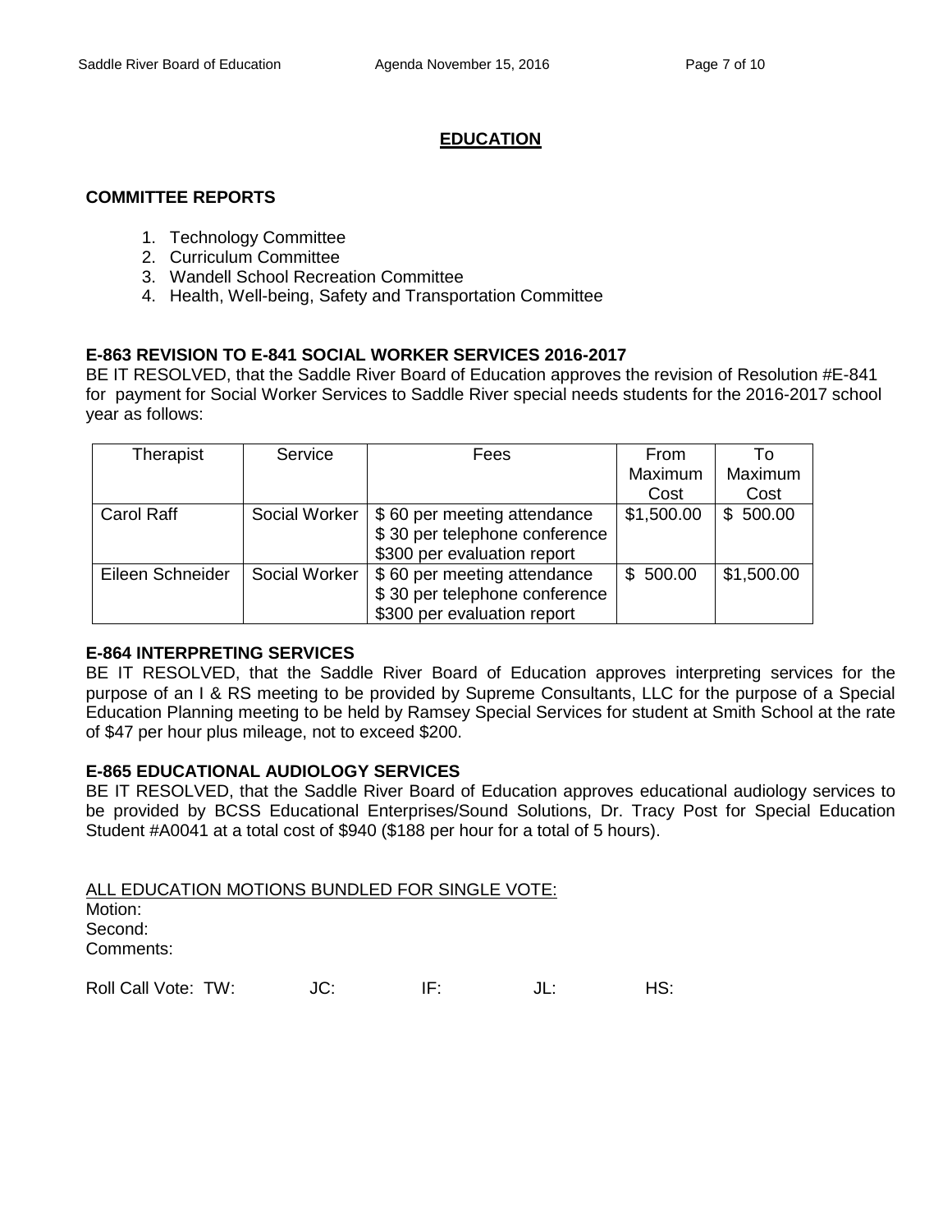## EDUCATION

### COMMITTEE REPORTS

1. Technology Committee
2. Curriculum Committee
3. Wandell School Recreation Committee
4. Health, Well-being, Safety and Transportation Committee

### E-863 REVISION TO E-841 SOCIAL WORKER SERVICES 2016-2017

BE IT RESOLVED, that the Saddle River Board of Education approves the revision of Resolution #E-841 for payment for Social Worker Services to Saddle River special needs students for the 2016-2017 school year as follows:

| Therapist | Service | Fees | From Maximum Cost | To Maximum Cost |
|---|---|---|---|---|
| Carol Raff | Social Worker | $ 60 per meeting attendance<br>$ 30 per telephone conference<br>$300 per evaluation report | $1,500.00 | $ 500.00 |
| Eileen Schneider | Social Worker | $ 60 per meeting attendance<br>$ 30 per telephone conference<br>$300 per evaluation report | $ 500.00 | $1,500.00 |

### E-864 INTERPRETING SERVICES

BE IT RESOLVED, that the Saddle River Board of Education approves interpreting services for the purpose of an I & RS meeting to be provided by Supreme Consultants, LLC for the purpose of a Special Education Planning meeting to be held by Ramsey Special Services for student at Smith School at the rate of $47 per hour plus mileage, not to exceed $200.

### E-865 EDUCATIONAL AUDIOLOGY SERVICES

BE IT RESOLVED, that the Saddle River Board of Education approves educational audiology services to be provided by BCSS Educational Enterprises/Sound Solutions, Dr. Tracy Post for Special Education Student #A0041 at a total cost of $940 ($188 per hour for a total of 5 hours).

ALL EDUCATION MOTIONS BUNDLED FOR SINGLE VOTE:

Motion:
Second:
Comments:

Roll Call Vote: TW: JC: IF: JL: HS: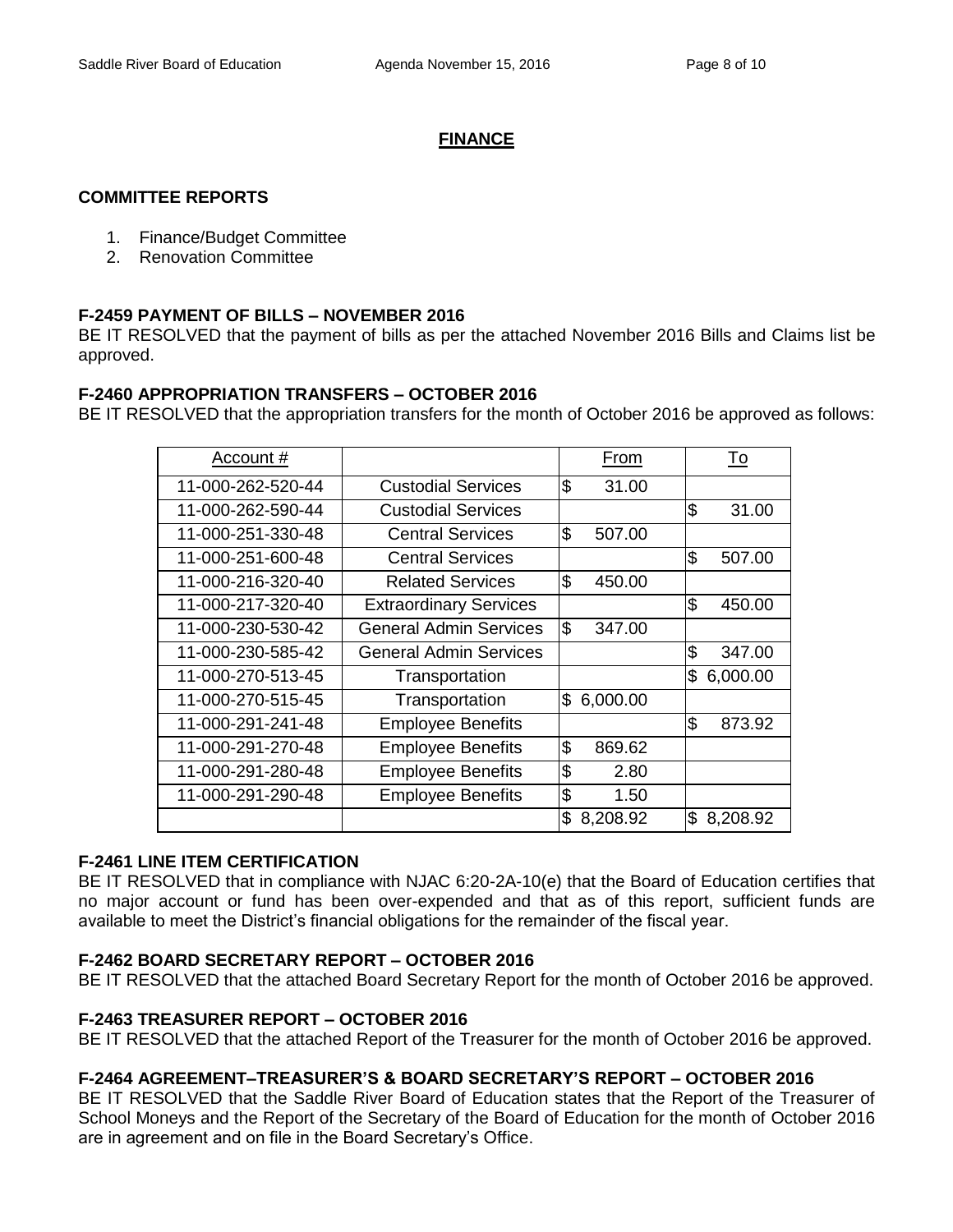## FINANCE

### COMMITTEE REPORTS

1. Finance/Budget Committee
2. Renovation Committee

### F-2459 PAYMENT OF BILLS – NOVEMBER 2016

BE IT RESOLVED that the payment of bills as per the attached November 2016 Bills and Claims list be approved.

### F-2460 APPROPRIATION TRANSFERS – OCTOBER 2016

BE IT RESOLVED that the appropriation transfers for the month of October 2016 be approved as follows:

| Account # | | From | To |
|---|---|---|---|
| 11-000-262-520-44 | Custodial Services | $ 31.00 | |
| 11-000-262-590-44 | Custodial Services | | $ 31.00 |
| 11-000-251-330-48 | Central Services | $ 507.00 | |
| 11-000-251-600-48 | Central Services | | $ 507.00 |
| 11-000-216-320-40 | Related Services | $ 450.00 | |
| 11-000-217-320-40 | Extraordinary Services | | $ 450.00 |
| 11-000-230-530-42 | General Admin Services | $ 347.00 | |
| 11-000-230-585-42 | General Admin Services | | $ 347.00 |
| 11-000-270-513-45 | Transportation | | $ 6,000.00 |
| 11-000-270-515-45 | Transportation | $ 6,000.00 | |
| 11-000-291-241-48 | Employee Benefits | | $ 873.92 |
| 11-000-291-270-48 | Employee Benefits | $ 869.62 | |
| 11-000-291-280-48 | Employee Benefits | $ 2.80 | |
| 11-000-291-290-48 | Employee Benefits | $ 1.50 | |
| | | $ 8,208.92 | $ 8,208.92 |

### F-2461 LINE ITEM CERTIFICATION

BE IT RESOLVED that in compliance with NJAC 6:20-2A-10(e) that the Board of Education certifies that no major account or fund has been over-expended and that as of this report, sufficient funds are available to meet the District's financial obligations for the remainder of the fiscal year.

### F-2462 BOARD SECRETARY REPORT – OCTOBER 2016

BE IT RESOLVED that the attached Board Secretary Report for the month of October 2016 be approved.

### F-2463 TREASURER REPORT – OCTOBER 2016

BE IT RESOLVED that the attached Report of the Treasurer for the month of October 2016 be approved.

### F-2464 AGREEMENT–TREASURER'S & BOARD SECRETARY'S REPORT – OCTOBER 2016

BE IT RESOLVED that the Saddle River Board of Education states that the Report of the Treasurer of School Moneys and the Report of the Secretary of the Board of Education for the month of October 2016 are in agreement and on file in the Board Secretary's Office.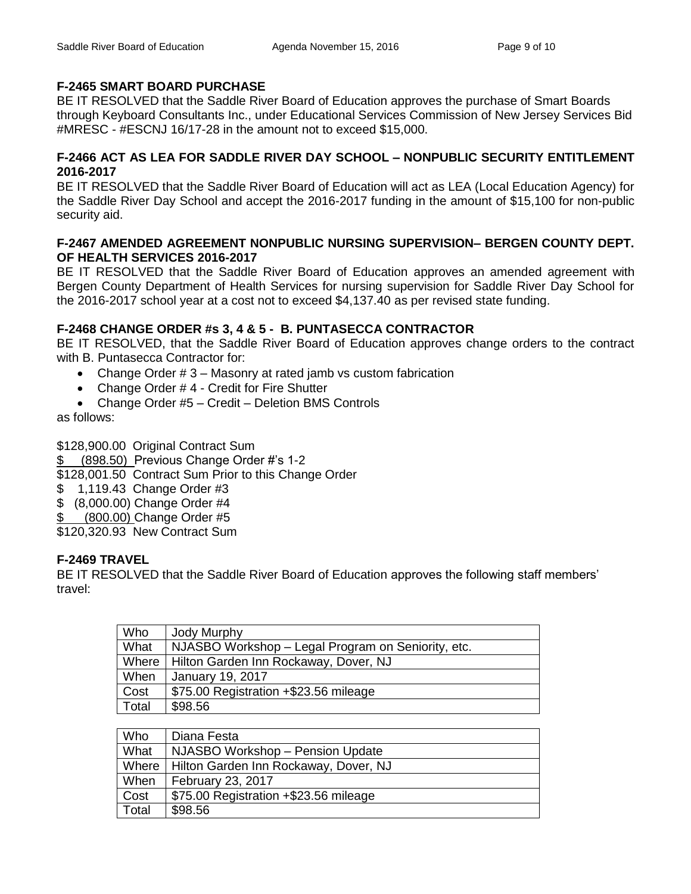**F-2465 SMART BOARD PURCHASE**

BE IT RESOLVED that the Saddle River Board of Education approves the purchase of Smart Boards through Keyboard Consultants Inc., under Educational Services Commission of New Jersey Services Bid #MRESC - #ESCNJ 16/17-28 in the amount not to exceed $15,000.

**F-2466 ACT AS LEA FOR SADDLE RIVER DAY SCHOOL – NONPUBLIC SECURITY ENTITLEMENT 2016-2017**

BE IT RESOLVED that the Saddle River Board of Education will act as LEA (Local Education Agency) for the Saddle River Day School and accept the 2016-2017 funding in the amount of $15,100 for non-public security aid.

**F-2467 AMENDED AGREEMENT NONPUBLIC NURSING SUPERVISION– BERGEN COUNTY DEPT. OF HEALTH SERVICES 2016-2017**

BE IT RESOLVED that the Saddle River Board of Education approves an amended agreement with Bergen County Department of Health Services for nursing supervision for Saddle River Day School for the 2016-2017 school year at a cost not to exceed $4,137.40 as per revised state funding.

**F-2468 CHANGE ORDER #s 3, 4 & 5 - B. PUNTASECCA CONTRACTOR**

BE IT RESOLVED, that the Saddle River Board of Education approves change orders to the contract with B. Puntasecca Contractor for:

- Change Order # 3 – Masonry at rated jamb vs custom fabrication
- Change Order # 4 - Credit for Fire Shutter
- Change Order #5 – Credit – Deletion BMS Controls

as follows:

$128,900.00 Original Contract Sum
$ (898.50) Previous Change Order #'s 1-2
$128,001.50 Contract Sum Prior to this Change Order
$ 1,119.43 Change Order #3
$ (8,000.00) Change Order #4
$ (800.00) Change Order #5
$120,320.93 New Contract Sum

**F-2469 TRAVEL**

BE IT RESOLVED that the Saddle River Board of Education approves the following staff members' travel:

| Who | Jody Murphy |
|---|---|
| What | NJASBO Workshop – Legal Program on Seniority, etc. |
| Where | Hilton Garden Inn Rockaway, Dover, NJ |
| When | January 19, 2017 |
| Cost | $75.00 Registration +$23.56 mileage |
| Total | $98.56 |

| Who | Diana Festa |
|---|---|
| What | NJASBO Workshop – Pension Update |
| Where | Hilton Garden Inn Rockaway, Dover, NJ |
| When | February 23, 2017 |
| Cost | $75.00 Registration +$23.56 mileage |
| Total | $98.56 |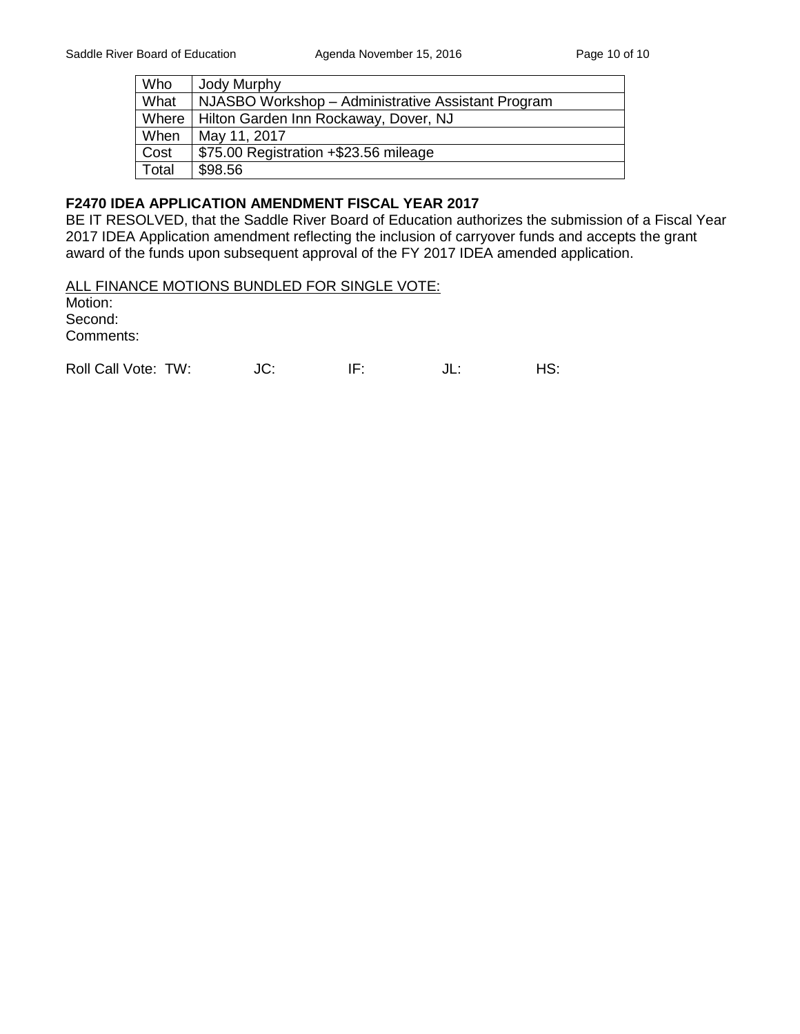| | |
|---|---|
| Who | Jody Murphy |
| What | NJASBO Workshop – Administrative Assistant Program |
| Where | Hilton Garden Inn Rockaway, Dover, NJ |
| When | May 11, 2017 |
| Cost | $75.00 Registration +$23.56 mileage |
| Total | $98.56 |

**F2470 IDEA APPLICATION AMENDMENT FISCAL YEAR 2017**

BE IT RESOLVED, that the Saddle River Board of Education authorizes the submission of a Fiscal Year 2017 IDEA Application amendment reflecting the inclusion of carryover funds and accepts the grant award of the funds upon subsequent approval of the FY 2017 IDEA amended application.

<u>ALL FINANCE MOTIONS BUNDLED FOR SINGLE VOTE:</u>

Motion:
Second:
Comments:

Roll Call Vote: TW: JC: IF: JL: HS: